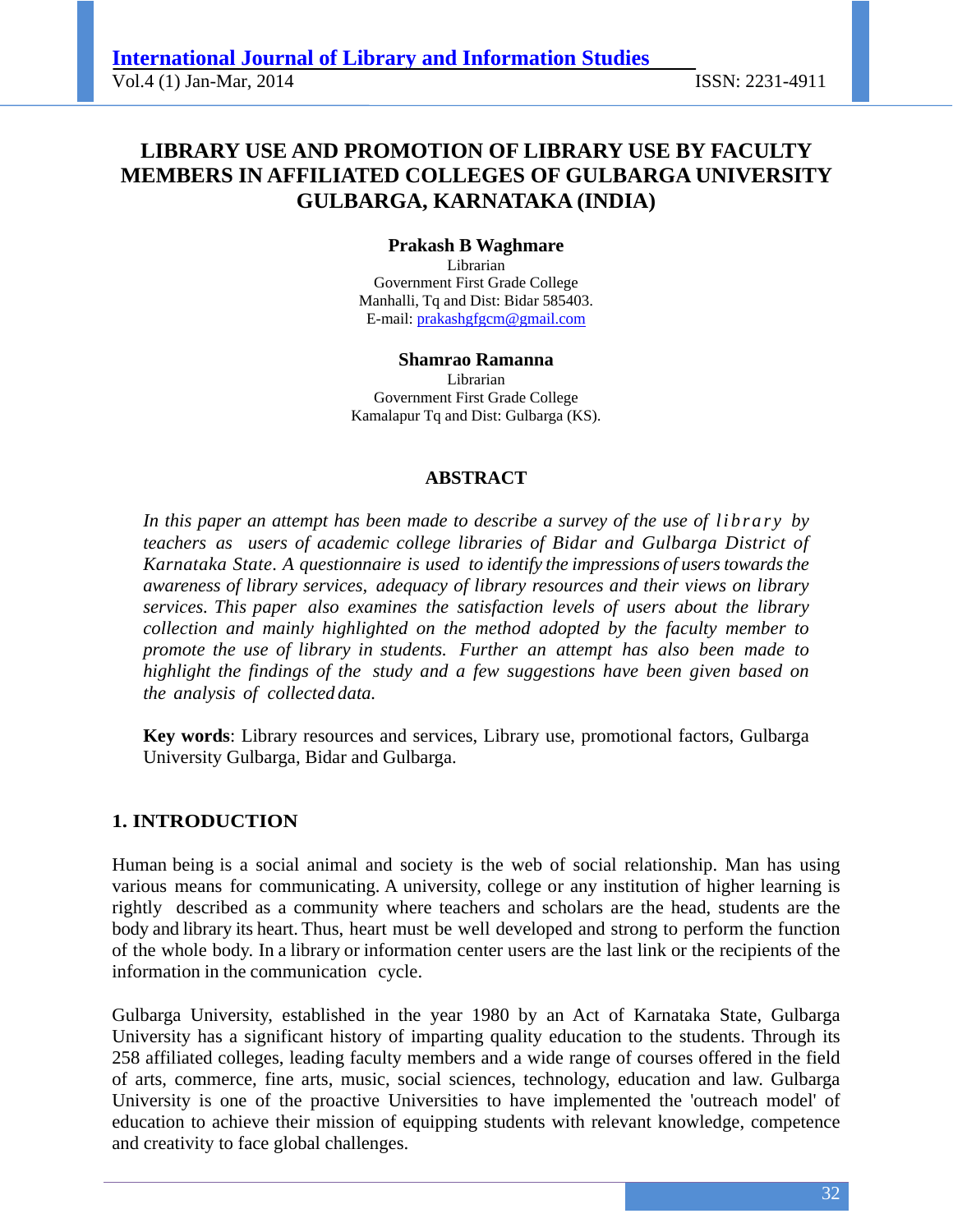# LIBRARY USE AND PROMOTION OF LIBRARY USE BY FACULTY MEMBERS IN AFFILIATED COLLEGES OF GULBARGA UNIVERSITY GULBARGA, KARNATAKA (INDIA)

**Prakash B Waghmare**
Librarian
Government First Grade College
Manhalli, Tq and Dist: Bidar 585403.
E-mail: prakashgfgcm@gmail.com

**Shamrao Ramanna**
Librarian
Government First Grade College
Kamalapur Tq and Dist: Gulbarga (KS).

## ABSTRACT

*In this paper an attempt has been made to describe a survey of the use of library by teachers as users of academic college libraries of Bidar and Gulbarga District of Karnataka State. A questionnaire is used to identify the impressions of users towards the awareness of library services, adequacy of library resources and their views on library services. This paper also examines the satisfaction levels of users about the library collection and mainly highlighted on the method adopted by the faculty member to promote the use of library in students. Further an attempt has also been made to highlight the findings of the study and a few suggestions have been given based on the analysis of collected data.*

**Key words**: Library resources and services, Library use, promotional factors, Gulbarga University Gulbarga, Bidar and Gulbarga.

## 1. INTRODUCTION

Human being is a social animal and society is the web of social relationship. Man has using various means for communicating. A university, college or any institution of higher learning is rightly described as a community where teachers and scholars are the head, students are the body and library its heart. Thus, heart must be well developed and strong to perform the function of the whole body. In a library or information center users are the last link or the recipients of the information in the communication cycle.

Gulbarga University, established in the year 1980 by an Act of Karnataka State, Gulbarga University has a significant history of imparting quality education to the students. Through its 258 affiliated colleges, leading faculty members and a wide range of courses offered in the field of arts, commerce, fine arts, music, social sciences, technology, education and law. Gulbarga University is one of the proactive Universities to have implemented the 'outreach model' of education to achieve their mission of equipping students with relevant knowledge, competence and creativity to face global challenges.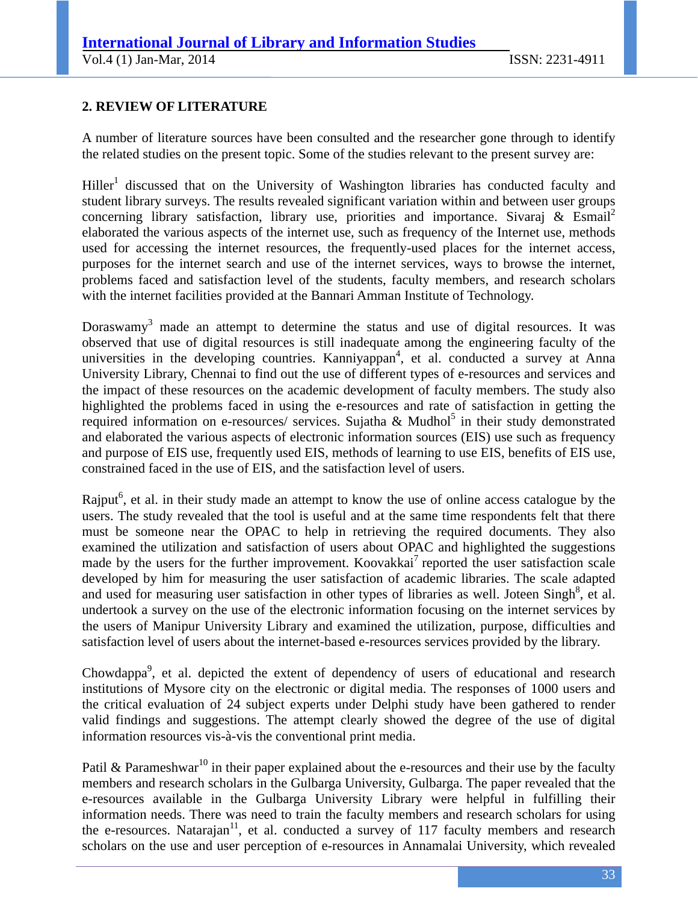## 2. REVIEW OF LITERATURE

A number of literature sources have been consulted and the researcher gone through to identify the related studies on the present topic. Some of the studies relevant to the present survey are:

Hiller[1] discussed that on the University of Washington libraries has conducted faculty and student library surveys. The results revealed significant variation within and between user groups concerning library satisfaction, library use, priorities and importance. Sivaraj & Esmail[2] elaborated the various aspects of the internet use, such as frequency of the Internet use, methods used for accessing the internet resources, the frequently-used places for the internet access, purposes for the internet search and use of the internet services, ways to browse the internet, problems faced and satisfaction level of the students, faculty members, and research scholars with the internet facilities provided at the Bannari Amman Institute of Technology.

Doraswamy[3] made an attempt to determine the status and use of digital resources. It was observed that use of digital resources is still inadequate among the engineering faculty of the universities in the developing countries. Kanniyappan[4], et al. conducted a survey at Anna University Library, Chennai to find out the use of different types of e-resources and services and the impact of these resources on the academic development of faculty members. The study also highlighted the problems faced in using the e-resources and rate of satisfaction in getting the required information on e-resources/ services. Sujatha & Mudhol[5] in their study demonstrated and elaborated the various aspects of electronic information sources (EIS) use such as frequency and purpose of EIS use, frequently used EIS, methods of learning to use EIS, benefits of EIS use, constrained faced in the use of EIS, and the satisfaction level of users.

Rajput[6], et al. in their study made an attempt to know the use of online access catalogue by the users. The study revealed that the tool is useful and at the same time respondents felt that there must be someone near the OPAC to help in retrieving the required documents. They also examined the utilization and satisfaction of users about OPAC and highlighted the suggestions made by the users for the further improvement. Koovakkai[7] reported the user satisfaction scale developed by him for measuring the user satisfaction of academic libraries. The scale adapted and used for measuring user satisfaction in other types of libraries as well. Joteen Singh[8], et al. undertook a survey on the use of the electronic information focusing on the internet services by the users of Manipur University Library and examined the utilization, purpose, difficulties and satisfaction level of users about the internet-based e-resources services provided by the library.

Chowdappa[9], et al. depicted the extent of dependency of users of educational and research institutions of Mysore city on the electronic or digital media. The responses of 1000 users and the critical evaluation of 24 subject experts under Delphi study have been gathered to render valid findings and suggestions. The attempt clearly showed the degree of the use of digital information resources vis-à-vis the conventional print media.

Patil & Parameshwar[10] in their paper explained about the e-resources and their use by the faculty members and research scholars in the Gulbarga University, Gulbarga. The paper revealed that the e-resources available in the Gulbarga University Library were helpful in fulfilling their information needs. There was need to train the faculty members and research scholars for using the e-resources. Natarajan[11], et al. conducted a survey of 117 faculty members and research scholars on the use and user perception of e-resources in Annamalai University, which revealed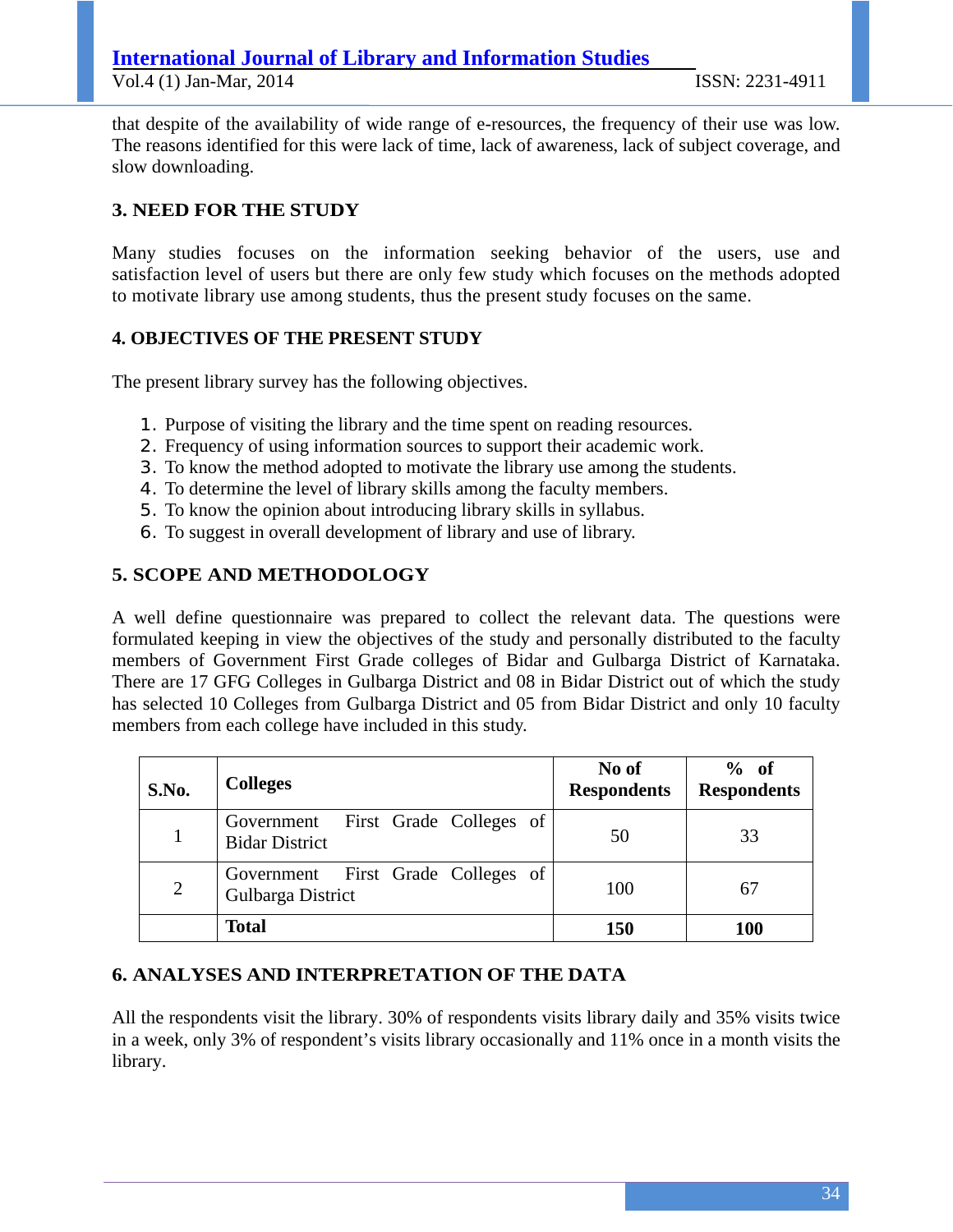that despite of the availability of wide range of e-resources, the frequency of their use was low. The reasons identified for this were lack of time, lack of awareness, lack of subject coverage, and slow downloading.

## 3. NEED FOR THE STUDY

Many studies focuses on the information seeking behavior of the users, use and satisfaction level of users but there are only few study which focuses on the methods adopted to motivate library use among students, thus the present study focuses on the same.

## 4. OBJECTIVES OF THE PRESENT STUDY

The present library survey has the following objectives.

1. Purpose of visiting the library and the time spent on reading resources.
2. Frequency of using information sources to support their academic work.
3. To know the method adopted to motivate the library use among the students.
4. To determine the level of library skills among the faculty members.
5. To know the opinion about introducing library skills in syllabus.
6. To suggest in overall development of library and use of library.

## 5. SCOPE AND METHODOLOGY

A well define questionnaire was prepared to collect the relevant data. The questions were formulated keeping in view the objectives of the study and personally distributed to the faculty members of Government First Grade colleges of Bidar and Gulbarga District of Karnataka. There are 17 GFG Colleges in Gulbarga District and 08 in Bidar District out of which the study has selected 10 Colleges from Gulbarga District and 05 from Bidar District and only 10 faculty members from each college have included in this study.

| S.No. | Colleges | No of Respondents | % of Respondents |
|---|---|---|---|
| 1 | Government First Grade Colleges of Bidar District | 50 | 33 |
| 2 | Government First Grade Colleges of Gulbarga District | 100 | 67 |
| | **Total** | **150** | **100** |

## 6. ANALYSES AND INTERPRETATION OF THE DATA

All the respondents visit the library. 30% of respondents visits library daily and 35% visits twice in a week, only 3% of respondent's visits library occasionally and 11% once in a month visits the library.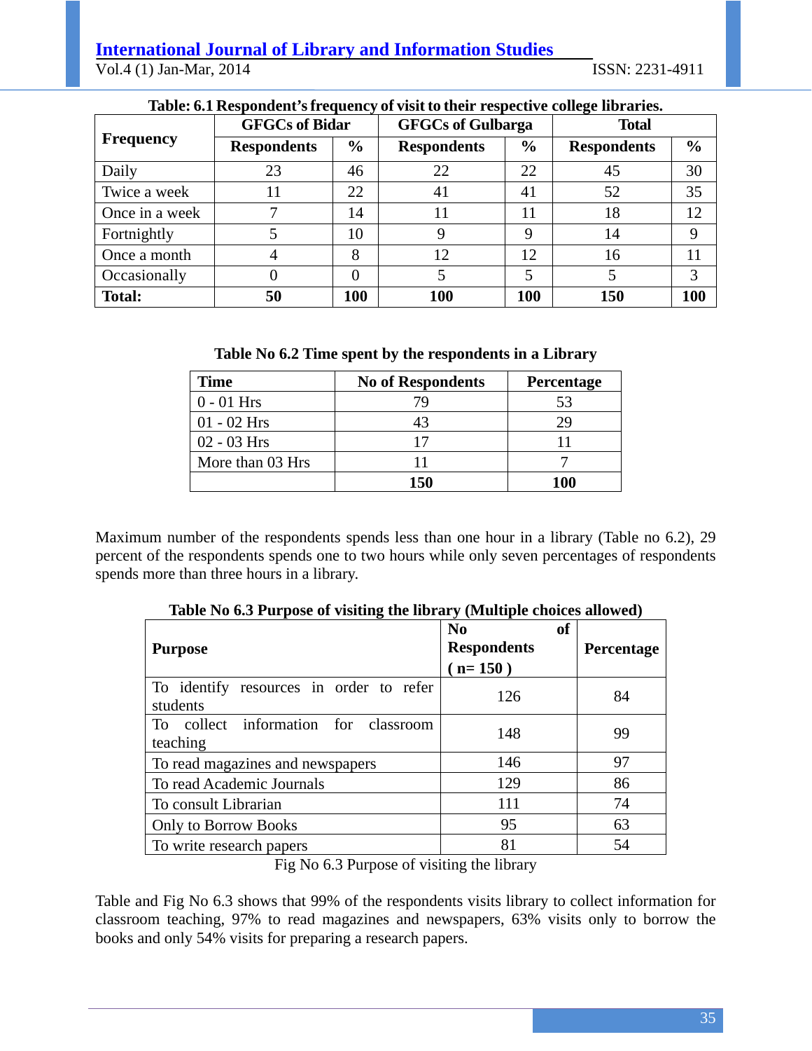**Table: 6.1 Respondent's frequency of visit to their respective college libraries.**

| Frequency | GFGCs of Bidar | | GFGCs of Gulbarga | | Total | |
|---|---|---|---|---|---|---|
| | Respondents | % | Respondents | % | Respondents | % |
| Daily | 23 | 46 | 22 | 22 | 45 | 30 |
| Twice a week | 11 | 22 | 41 | 41 | 52 | 35 |
| Once in a week | 7 | 14 | 11 | 11 | 18 | 12 |
| Fortnightly | 5 | 10 | 9 | 9 | 14 | 9 |
| Once a month | 4 | 8 | 12 | 12 | 16 | 11 |
| Occasionally | 0 | 0 | 5 | 5 | 5 | 3 |
| **Total:** | **50** | **100** | **100** | **100** | **150** | **100** |

**Table No 6.2 Time spent by the respondents in a Library**

| Time | No of Respondents | Percentage |
|---|---|---|
| 0 - 01 Hrs | 79 | 53 |
| 01 - 02 Hrs | 43 | 29 |
| 02 - 03 Hrs | 17 | 11 |
| More than 03 Hrs | 11 | 7 |
| | **150** | **100** |

Maximum number of the respondents spends less than one hour in a library (Table no 6.2), 29 percent of the respondents spends one to two hours while only seven percentages of respondents spends more than three hours in a library.

**Table No 6.3 Purpose of visiting the library (Multiple choices allowed)**

| Purpose | No of Respondents ( n= 150 ) | Percentage |
|---|---|---|
| To identify resources in order to refer students | 126 | 84 |
| To collect information for classroom teaching | 148 | 99 |
| To read magazines and newspapers | 146 | 97 |
| To read Academic Journals | 129 | 86 |
| To consult Librarian | 111 | 74 |
| Only to Borrow Books | 95 | 63 |
| To write research papers | 81 | 54 |

Fig No 6.3 Purpose of visiting the library

Table and Fig No 6.3 shows that 99% of the respondents visits library to collect information for classroom teaching, 97% to read magazines and newspapers, 63% visits only to borrow the books and only 54% visits for preparing a research papers.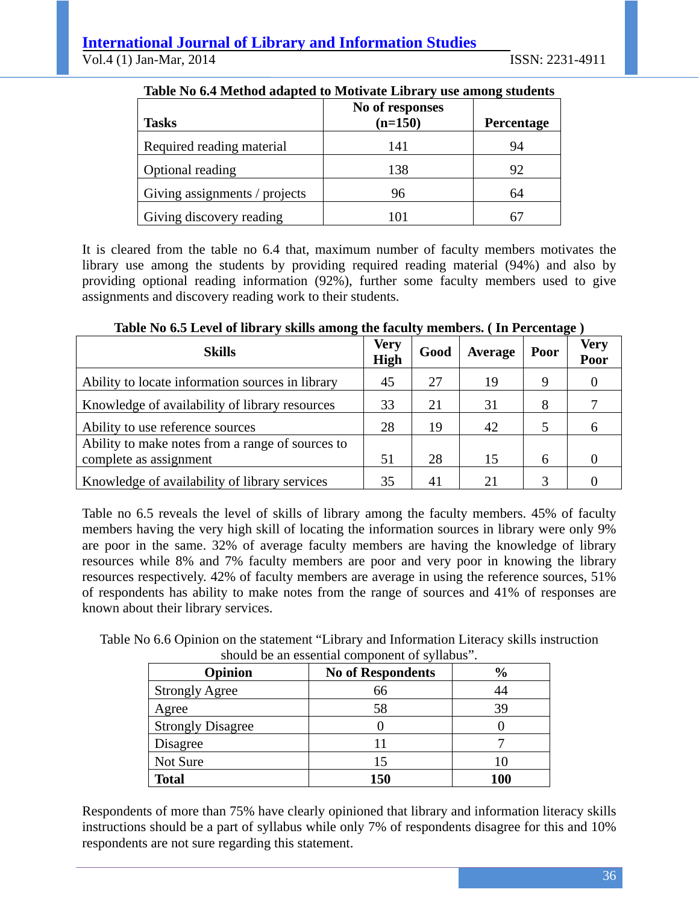**Table No 6.4 Method adapted to Motivate Library use among students**

| Tasks | No of responses (n=150) | Percentage |
|---|---|---|
| Required reading material | 141 | 94 |
| Optional reading | 138 | 92 |
| Giving assignments / projects | 96 | 64 |
| Giving discovery reading | 101 | 67 |

It is cleared from the table no 6.4 that, maximum number of faculty members motivates the library use among the students by providing required reading material (94%) and also by providing optional reading information (92%), further some faculty members used to give assignments and discovery reading work to their students.

**Table No 6.5 Level of library skills among the faculty members. ( In Percentage )**

| Skills | Very High | Good | Average | Poor | Very Poor |
|---|---|---|---|---|---|
| Ability to locate information sources in library | 45 | 27 | 19 | 9 | 0 |
| Knowledge of availability of library resources | 33 | 21 | 31 | 8 | 7 |
| Ability to use reference sources | 28 | 19 | 42 | 5 | 6 |
| Ability to make notes from a range of sources to complete as assignment | 51 | 28 | 15 | 6 | 0 |
| Knowledge of availability of library services | 35 | 41 | 21 | 3 | 0 |

Table no 6.5 reveals the level of skills of library among the faculty members. 45% of faculty members having the very high skill of locating the information sources in library were only 9% are poor in the same. 32% of average faculty members are having the knowledge of library resources while 8% and 7% faculty members are poor and very poor in knowing the library resources respectively. 42% of faculty members are average in using the reference sources, 51% of respondents has ability to make notes from the range of sources and 41% of responses are known about their library services.

Table No 6.6 Opinion on the statement "Library and Information Literacy skills instruction should be an essential component of syllabus".

| Opinion | No of Respondents | % |
|---|---|---|
| Strongly Agree | 66 | 44 |
| Agree | 58 | 39 |
| Strongly Disagree | 0 | 0 |
| Disagree | 11 | 7 |
| Not Sure | 15 | 10 |
| **Total** | **150** | **100** |

Respondents of more than 75% have clearly opinioned that library and information literacy skills instructions should be a part of syllabus while only 7% of respondents disagree for this and 10% respondents are not sure regarding this statement.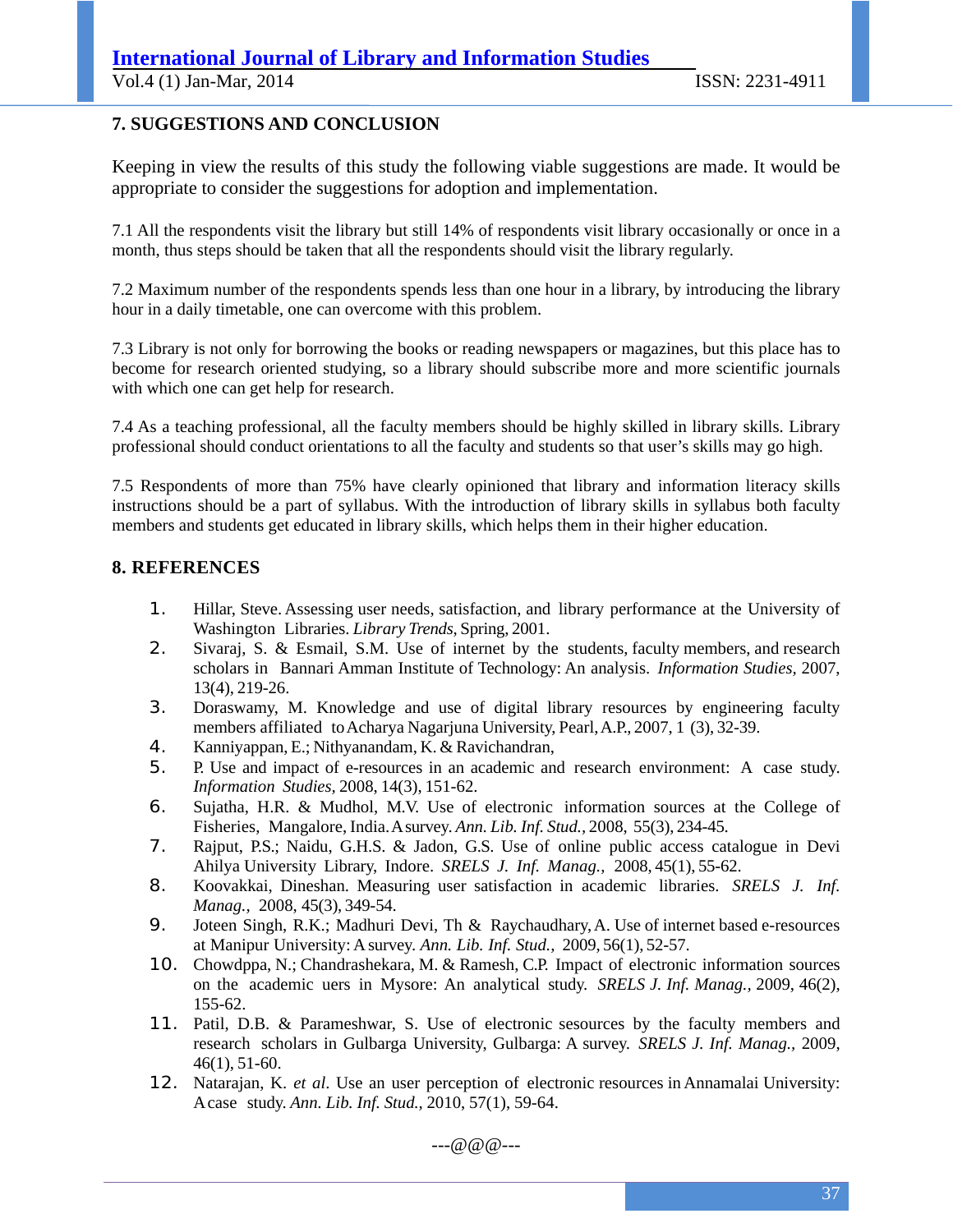## 7. SUGGESTIONS AND CONCLUSION

Keeping in view the results of this study the following viable suggestions are made. It would be appropriate to consider the suggestions for adoption and implementation.

7.1 All the respondents visit the library but still 14% of respondents visit library occasionally or once in a month, thus steps should be taken that all the respondents should visit the library regularly.

7.2 Maximum number of the respondents spends less than one hour in a library, by introducing the library hour in a daily timetable, one can overcome with this problem.

7.3 Library is not only for borrowing the books or reading newspapers or magazines, but this place has to become for research oriented studying, so a library should subscribe more and more scientific journals with which one can get help for research.

7.4 As a teaching professional, all the faculty members should be highly skilled in library skills. Library professional should conduct orientations to all the faculty and students so that user's skills may go high.

7.5 Respondents of more than 75% have clearly opinioned that library and information literacy skills instructions should be a part of syllabus. With the introduction of library skills in syllabus both faculty members and students get educated in library skills, which helps them in their higher education.

## 8. REFERENCES

1. Hillar, Steve. Assessing user needs, satisfaction, and library performance at the University of Washington Libraries. *Library Trends*, Spring, 2001.
2. Sivaraj, S. & Esmail, S.M. Use of internet by the students, faculty members, and research scholars in Bannari Amman Institute of Technology: An analysis. *Information Studies*, 2007, 13(4), 219-26.
3. Doraswamy, M. Knowledge and use of digital library resources by engineering faculty members affiliated to Acharya Nagarjuna University, Pearl, A.P., 2007, 1 (3), 32-39.
4. Kanniyappan, E.; Nithyanandam, K. & Ravichandran,
5. P. Use and impact of e-resources in an academic and research environment: A case study. *Information Studies*, 2008, 14(3), 151-62.
6. Sujatha, H.R. & Mudhol, M.V. Use of electronic information sources at the College of Fisheries, Mangalore, India. A survey. *Ann. Lib. Inf. Stud.*, 2008, 55(3), 234-45.
7. Rajput, P.S.; Naidu, G.H.S. & Jadon, G.S. Use of online public access catalogue in Devi Ahilya University Library, Indore. *SRELS J. Inf. Manag.*, 2008, 45(1), 55-62.
8. Koovakkai, Dineshan. Measuring user satisfaction in academic libraries. *SRELS J. Inf. Manag.*, 2008, 45(3), 349-54.
9. Joteen Singh, R.K.; Madhuri Devi, Th & Raychaudhary, A. Use of internet based e-resources at Manipur University: A survey. *Ann. Lib. Inf. Stud.*, 2009, 56(1), 52-57.
10. Chowdppa, N.; Chandrashekara, M. & Ramesh, C.P. Impact of electronic information sources on the academic uers in Mysore: An analytical study. *SRELS J. Inf. Manag.*, 2009, 46(2), 155-62.
11. Patil, D.B. & Parameshwar, S. Use of electronic sesources by the faculty members and research scholars in Gulbarga University, Gulbarga: A survey. *SRELS J. Inf. Manag.*, 2009, 46(1), 51-60.
12. Natarajan, K. *et al*. Use an user perception of electronic resources in Annamalai University: A case study. *Ann. Lib. Inf. Stud.*, 2010, 57(1), 59-64.

---@@@---